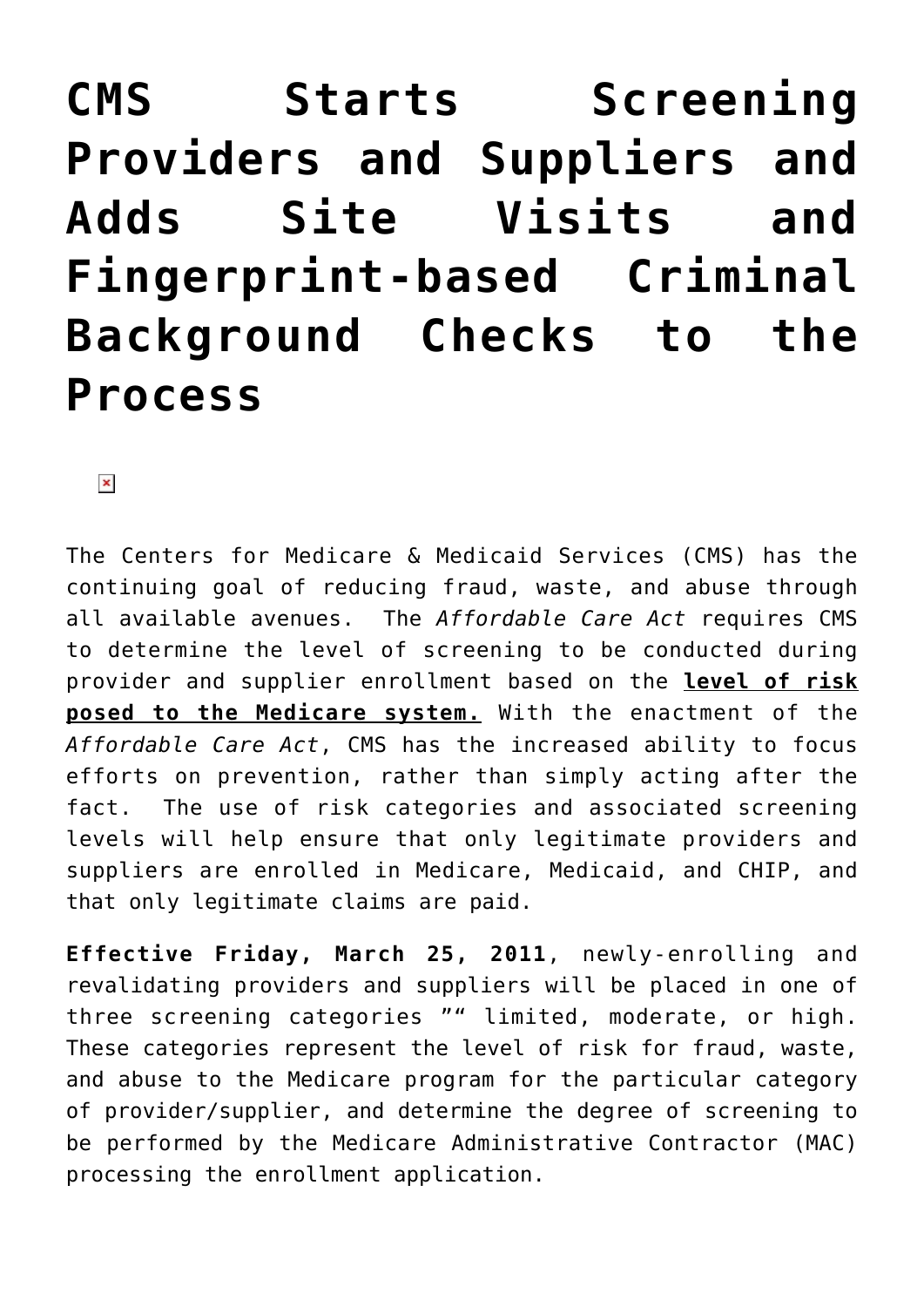# CMS Starts Screening Providers and Suppliers and Adds Site Visits and Fingerprint-based Criminal Background Checks to the Process

The Centers for Medicare & Medicaid Services (CMS) has the continuing goal of reducing fraud, waste, and abuse through all available avenues. The *Affordable Care Act* requires CMS to determine the level of screening to be conducted during provider and supplier enrollment based on the **level of risk posed to the Medicare system.** With the enactment of the *Affordable Care Act*, CMS has the increased ability to focus efforts on prevention, rather than simply acting after the fact. The use of risk categories and associated screening levels will help ensure that only legitimate providers and suppliers are enrolled in Medicare, Medicaid, and CHIP, and that only legitimate claims are paid.

**Effective Friday, March 25, 2011**, newly-enrolling and revalidating providers and suppliers will be placed in one of three screening categories ”“ limited, moderate, or high. These categories represent the level of risk for fraud, waste, and abuse to the Medicare program for the particular category of provider/supplier, and determine the degree of screening to be performed by the Medicare Administrative Contractor (MAC) processing the enrollment application.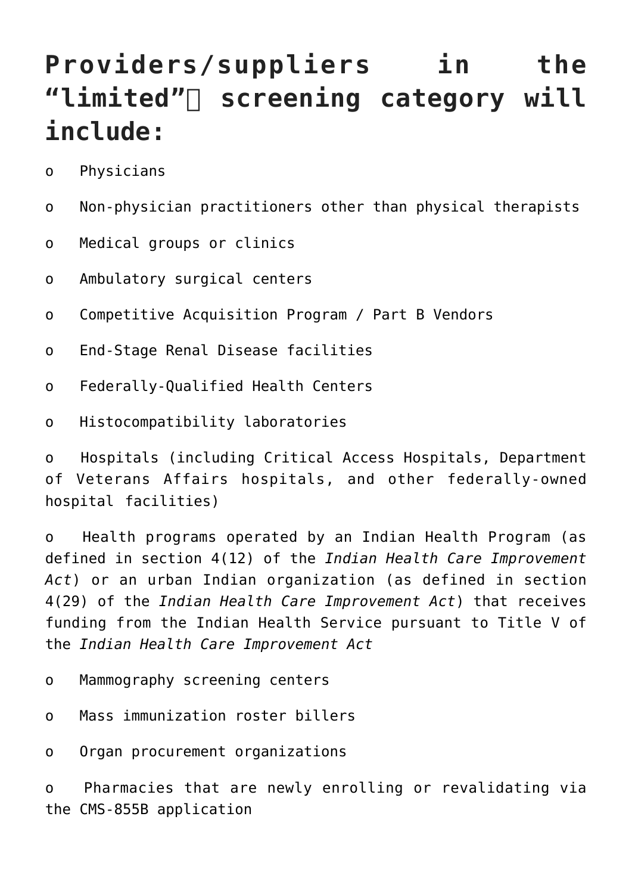## Providers/suppliers in the "limited" screening category will include:

- Physicians
- Non-physician practitioners other than physical therapists
- Medical groups or clinics
- Ambulatory surgical centers
- Competitive Acquisition Program / Part B Vendors
- End-Stage Renal Disease facilities
- Federally-Qualified Health Centers
- Histocompatibility laboratories
- Hospitals (including Critical Access Hospitals, Department of Veterans Affairs hospitals, and other federally-owned hospital facilities)
- Health programs operated by an Indian Health Program (as defined in section 4(12) of the *Indian Health Care Improvement Act*) or an urban Indian organization (as defined in section 4(29) of the *Indian Health Care Improvement Act*) that receives funding from the Indian Health Service pursuant to Title V of the *Indian Health Care Improvement Act*
- Mammography screening centers
- Mass immunization roster billers
- Organ procurement organizations
- Pharmacies that are newly enrolling or revalidating via the CMS-855B application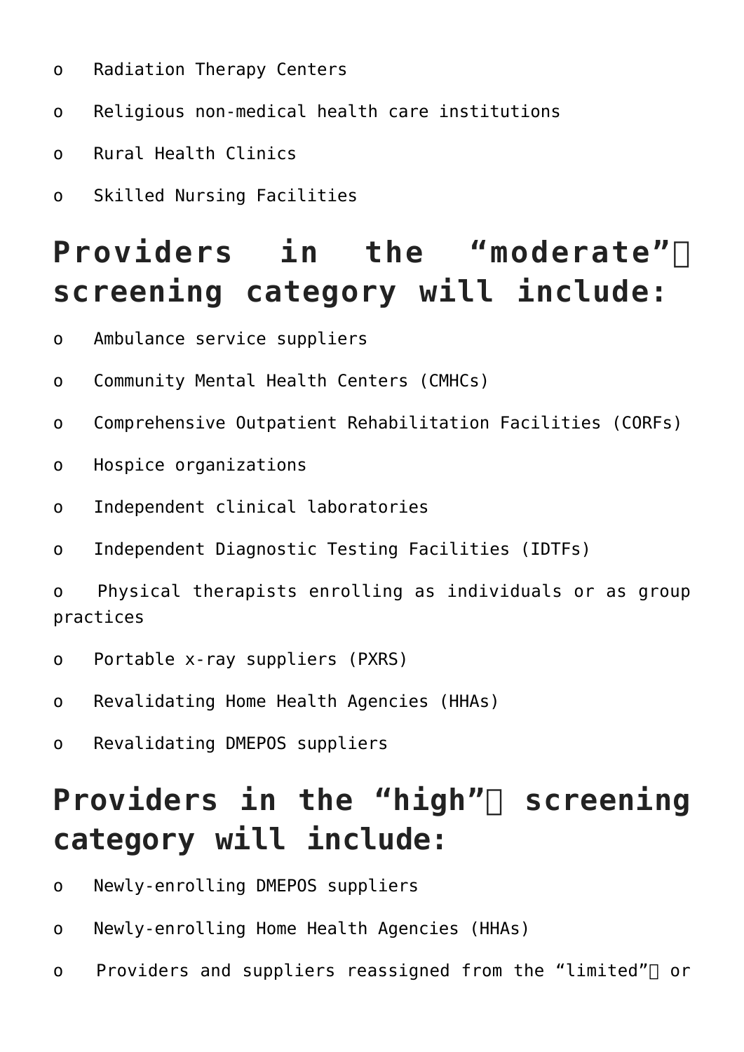- Radiation Therapy Centers
- Religious non-medical health care institutions
- Rural Health Clinics
- Skilled Nursing Facilities

## Providers in the “moderate” screening category will include:

- Ambulance service suppliers
- Community Mental Health Centers (CMHCs)
- Comprehensive Outpatient Rehabilitation Facilities (CORFs)
- Hospice organizations
- Independent clinical laboratories
- Independent Diagnostic Testing Facilities (IDTFs)
- Physical therapists enrolling as individuals or as group practices
- Portable x-ray suppliers (PXRS)
- Revalidating Home Health Agencies (HHAs)
- Revalidating DMEPOS suppliers

## Providers in the “high” screening category will include:

- Newly-enrolling DMEPOS suppliers
- Newly-enrolling Home Health Agencies (HHAs)
- Providers and suppliers reassigned from the “limited” or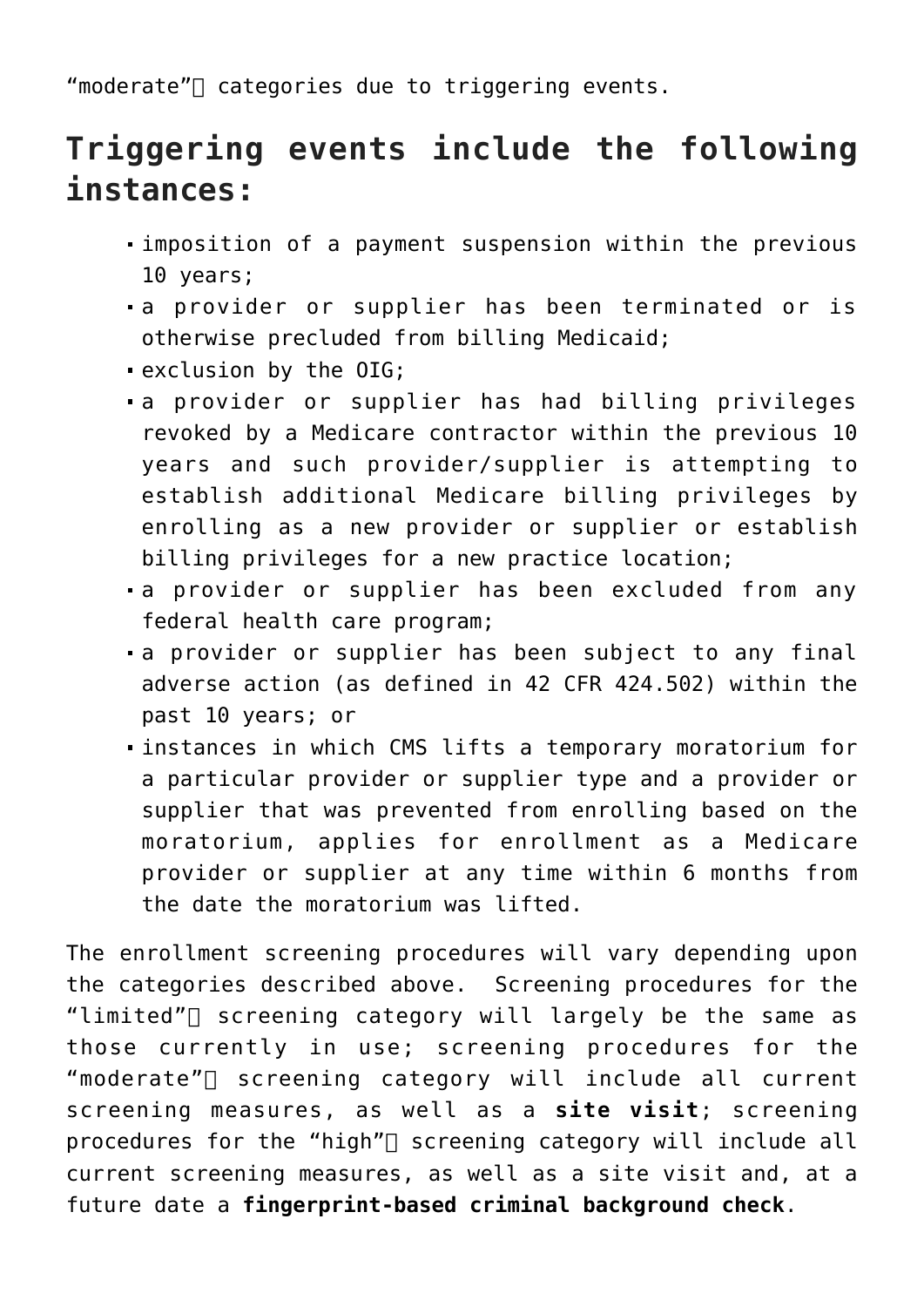"moderate" categories due to triggering events.

## Triggering events include the following instances:

- imposition of a payment suspension within the previous 10 years;
- a provider or supplier has been terminated or is otherwise precluded from billing Medicaid;
- exclusion by the OIG;
- a provider or supplier has had billing privileges revoked by a Medicare contractor within the previous 10 years and such provider/supplier is attempting to establish additional Medicare billing privileges by enrolling as a new provider or supplier or establish billing privileges for a new practice location;
- a provider or supplier has been excluded from any federal health care program;
- a provider or supplier has been subject to any final adverse action (as defined in 42 CFR 424.502) within the past 10 years; or
- instances in which CMS lifts a temporary moratorium for a particular provider or supplier type and a provider or supplier that was prevented from enrolling based on the moratorium, applies for enrollment as a Medicare provider or supplier at any time within 6 months from the date the moratorium was lifted.

The enrollment screening procedures will vary depending upon the categories described above. Screening procedures for the "limited" screening category will largely be the same as those currently in use; screening procedures for the "moderate" screening category will include all current screening measures, as well as a **site visit**; screening procedures for the "high" screening category will include all current screening measures, as well as a site visit and, at a future date a **fingerprint-based criminal background check**.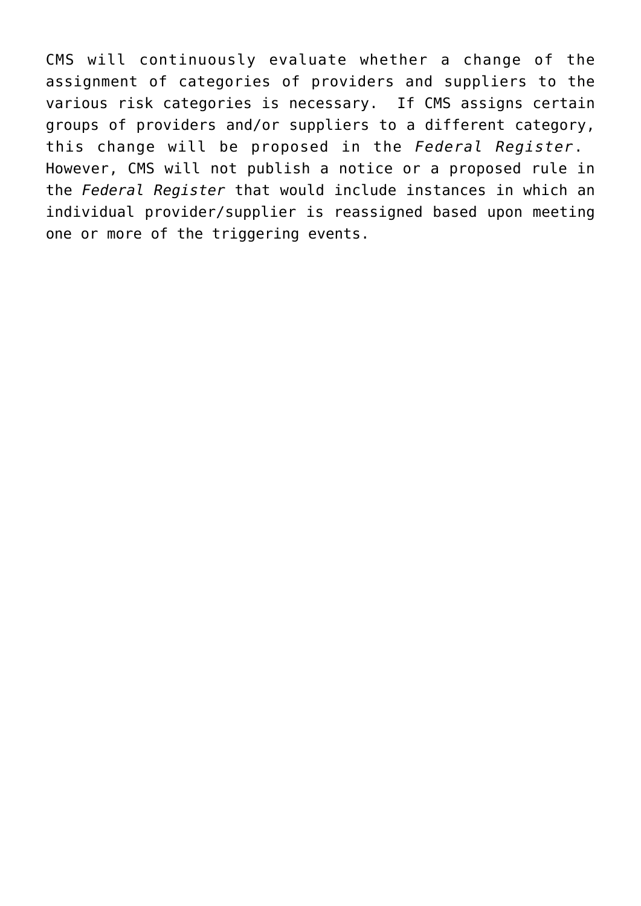CMS will continuously evaluate whether a change of the assignment of categories of providers and suppliers to the various risk categories is necessary. If CMS assigns certain groups of providers and/or suppliers to a different category, this change will be proposed in the *Federal Register*. However, CMS will not publish a notice or a proposed rule in the *Federal Register* that would include instances in which an individual provider/supplier is reassigned based upon meeting one or more of the triggering events.